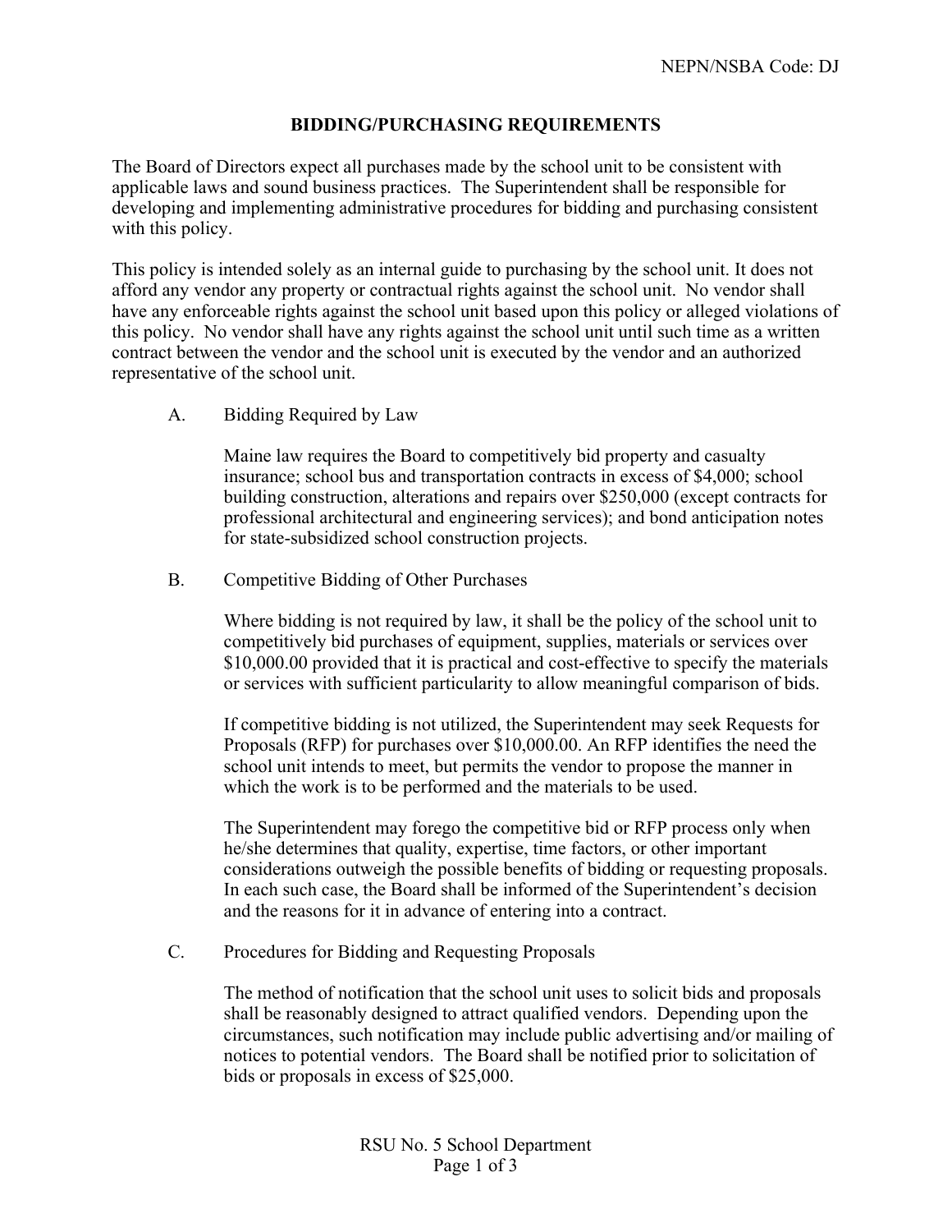NEPN/NSBA Code: DJ

# BIDDING/PURCHASING REQUIREMENTS

The Board of Directors expect all purchases made by the school unit to be consistent with applicable laws and sound business practices. The Superintendent shall be responsible for developing and implementing administrative procedures for bidding and purchasing consistent with this policy.

This policy is intended solely as an internal guide to purchasing by the school unit. It does not afford any vendor any property or contractual rights against the school unit. No vendor shall have any enforceable rights against the school unit based upon this policy or alleged violations of this policy. No vendor shall have any rights against the school unit until such time as a written contract between the vendor and the school unit is executed by the vendor and an authorized representative of the school unit.

## A. Bidding Required by Law

Maine law requires the Board to competitively bid property and casualty insurance; school bus and transportation contracts in excess of $4,000; school building construction, alterations and repairs over $250,000 (except contracts for professional architectural and engineering services); and bond anticipation notes for state-subsidized school construction projects.

## B. Competitive Bidding of Other Purchases

Where bidding is not required by law, it shall be the policy of the school unit to competitively bid purchases of equipment, supplies, materials or services over $10,000.00 provided that it is practical and cost-effective to specify the materials or services with sufficient particularity to allow meaningful comparison of bids.

If competitive bidding is not utilized, the Superintendent may seek Requests for Proposals (RFP) for purchases over $10,000.00. An RFP identifies the need the school unit intends to meet, but permits the vendor to propose the manner in which the work is to be performed and the materials to be used.

The Superintendent may forego the competitive bid or RFP process only when he/she determines that quality, expertise, time factors, or other important considerations outweigh the possible benefits of bidding or requesting proposals. In each such case, the Board shall be informed of the Superintendent's decision and the reasons for it in advance of entering into a contract.

## C. Procedures for Bidding and Requesting Proposals

The method of notification that the school unit uses to solicit bids and proposals shall be reasonably designed to attract qualified vendors. Depending upon the circumstances, such notification may include public advertising and/or mailing of notices to potential vendors. The Board shall be notified prior to solicitation of bids or proposals in excess of $25,000.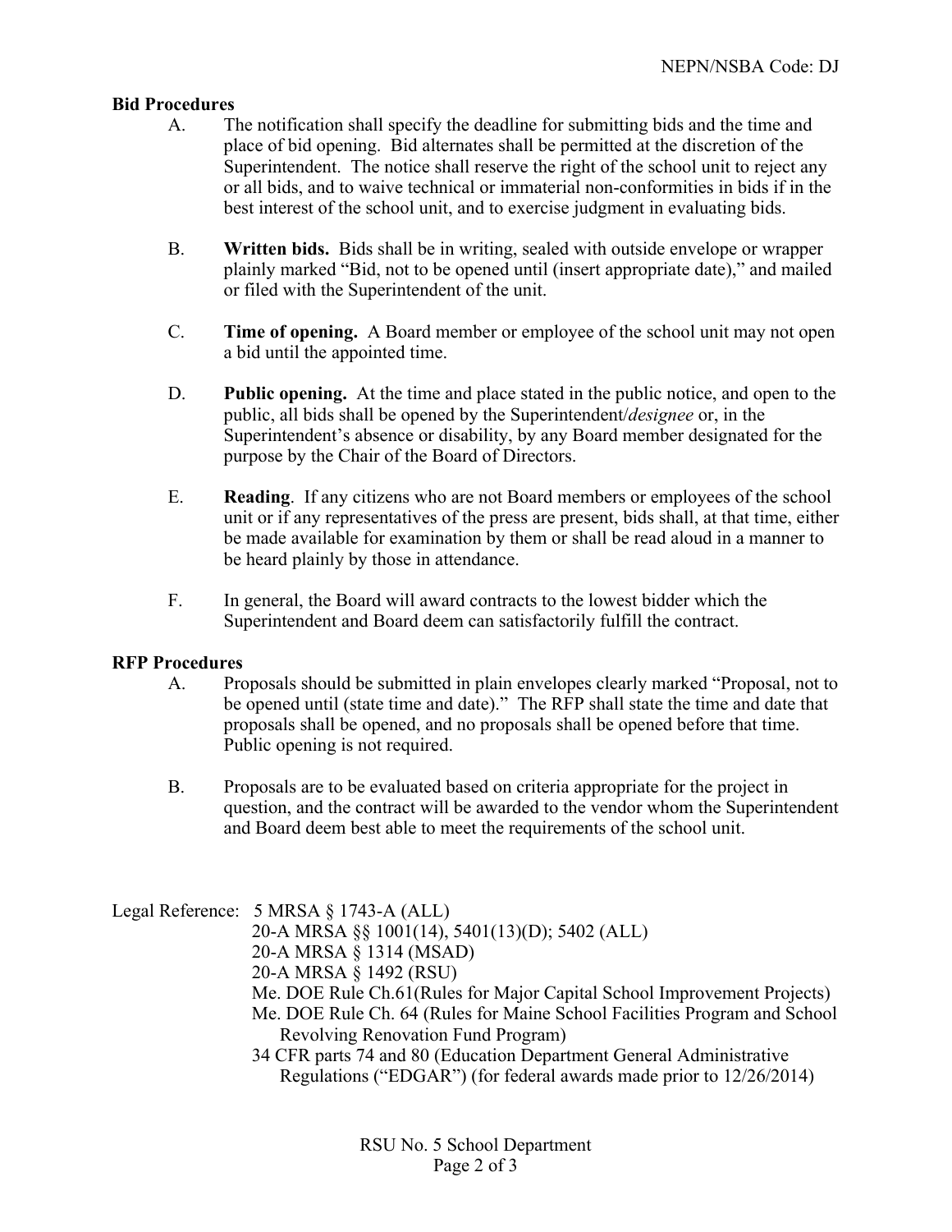### Bid Procedures

A. The notification shall specify the deadline for submitting bids and the time and place of bid opening. Bid alternates shall be permitted at the discretion of the Superintendent. The notice shall reserve the right of the school unit to reject any or all bids, and to waive technical or immaterial non-conformities in bids if in the best interest of the school unit, and to exercise judgment in evaluating bids.

B. **Written bids.** Bids shall be in writing, sealed with outside envelope or wrapper plainly marked "Bid, not to be opened until (insert appropriate date)," and mailed or filed with the Superintendent of the unit.

C. **Time of opening.** A Board member or employee of the school unit may not open a bid until the appointed time.

D. **Public opening.** At the time and place stated in the public notice, and open to the public, all bids shall be opened by the Superintendent/*designee* or, in the Superintendent's absence or disability, by any Board member designated for the purpose by the Chair of the Board of Directors.

E. **Reading**. If any citizens who are not Board members or employees of the school unit or if any representatives of the press are present, bids shall, at that time, either be made available for examination by them or shall be read aloud in a manner to be heard plainly by those in attendance.

F. In general, the Board will award contracts to the lowest bidder which the Superintendent and Board deem can satisfactorily fulfill the contract.

### RFP Procedures

A. Proposals should be submitted in plain envelopes clearly marked "Proposal, not to be opened until (state time and date)." The RFP shall state the time and date that proposals shall be opened, and no proposals shall be opened before that time. Public opening is not required.

B. Proposals are to be evaluated based on criteria appropriate for the project in question, and the contract will be awarded to the vendor whom the Superintendent and Board deem best able to meet the requirements of the school unit.

Legal Reference: 5 MRSA § 1743-A (ALL)
20-A MRSA §§ 1001(14), 5401(13)(D); 5402 (ALL)
20-A MRSA § 1314 (MSAD)
20-A MRSA § 1492 (RSU)
Me. DOE Rule Ch.61(Rules for Major Capital School Improvement Projects)
Me. DOE Rule Ch. 64 (Rules for Maine School Facilities Program and School Revolving Renovation Fund Program)
34 CFR parts 74 and 80 (Education Department General Administrative Regulations ("EDGAR") (for federal awards made prior to 12/26/2014)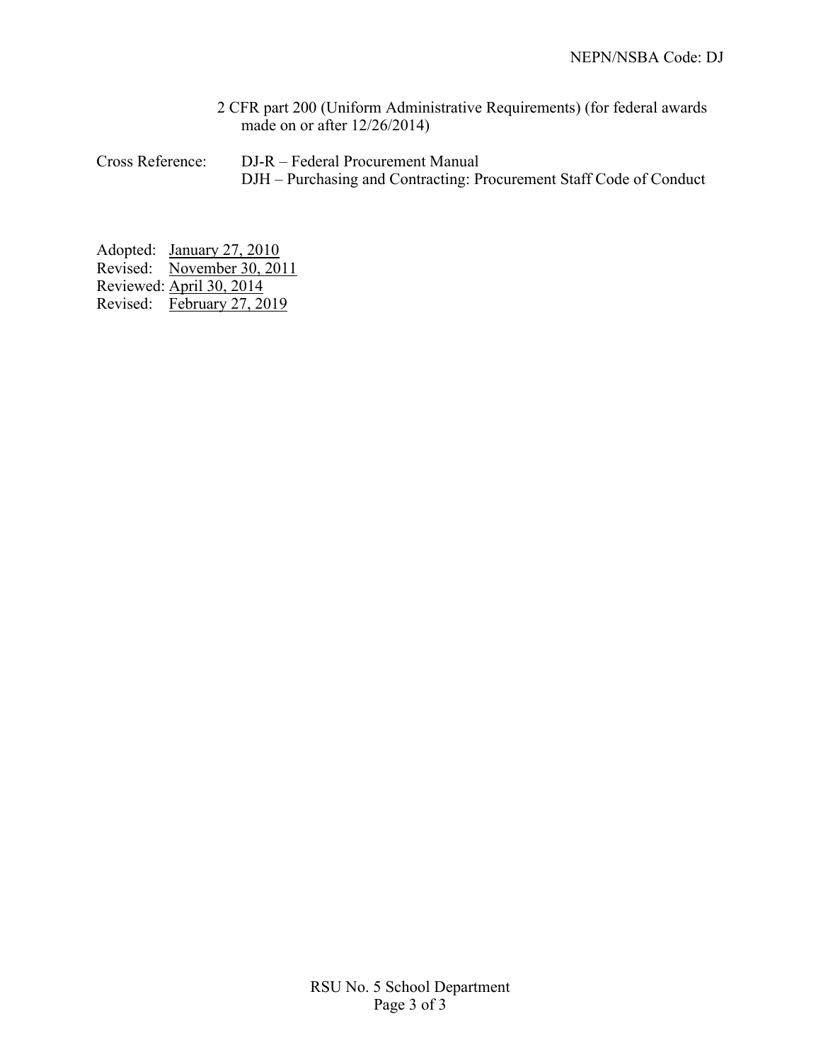2 CFR part 200 (Uniform Administrative Requirements) (for federal awards made on or after 12/26/2014)

Cross Reference: DJ-R – Federal Procurement Manual
DJH – Purchasing and Contracting: Procurement Staff Code of Conduct

Adopted: January 27, 2010
Revised: November 30, 2011
Reviewed: April 30, 2014
Revised: February 27, 2019